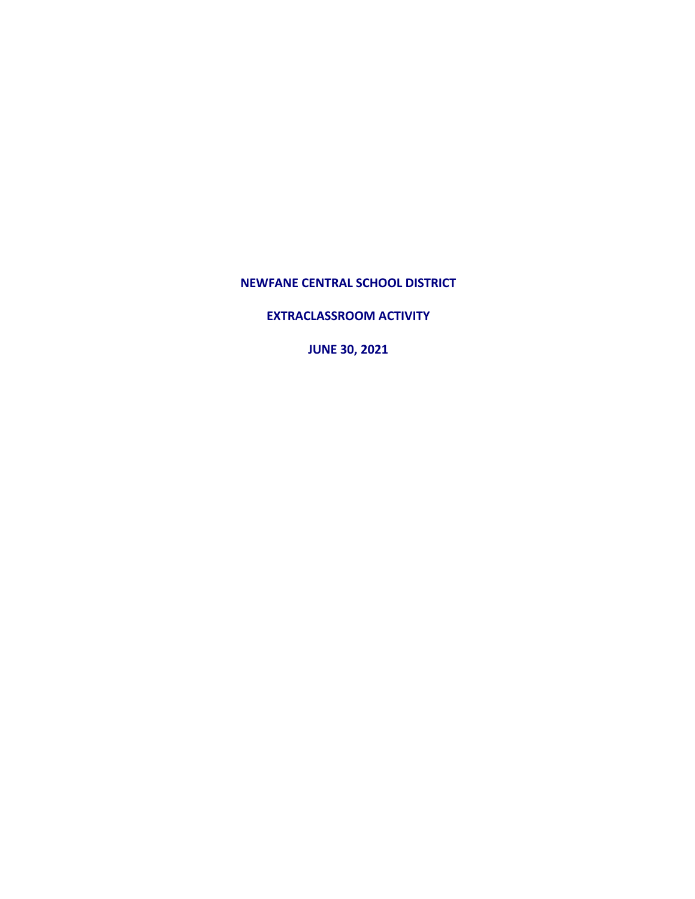# NEWFANE CENTRAL SCHOOL DISTRICT

## EXTRACLASSROOM ACTIVITY

## JUNE 30, 2021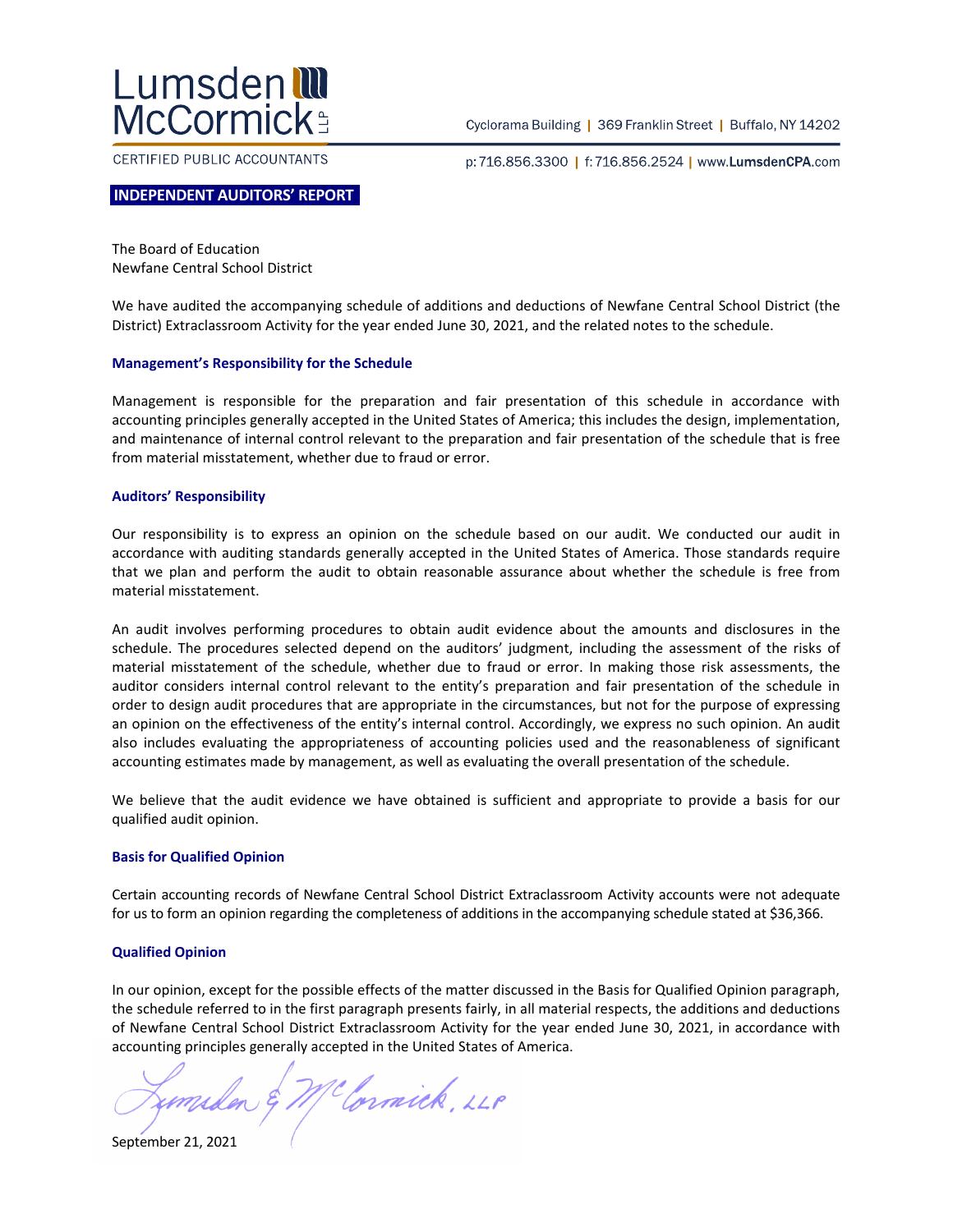Lumsden McCormick LLP

CERTIFIED PUBLIC ACCOUNTANTS

Cyclorama Building | 369 Franklin Street | Buffalo, NY 14202

p: 716.856.3300 | f: 716.856.2524 | www.LumsdenCPA.com

## INDEPENDENT AUDITORS' REPORT

The Board of Education
Newfane Central School District

We have audited the accompanying schedule of additions and deductions of Newfane Central School District (the District) Extraclassroom Activity for the year ended June 30, 2021, and the related notes to the schedule.

### Management's Responsibility for the Schedule

Management is responsible for the preparation and fair presentation of this schedule in accordance with accounting principles generally accepted in the United States of America; this includes the design, implementation, and maintenance of internal control relevant to the preparation and fair presentation of the schedule that is free from material misstatement, whether due to fraud or error.

### Auditors' Responsibility

Our responsibility is to express an opinion on the schedule based on our audit. We conducted our audit in accordance with auditing standards generally accepted in the United States of America. Those standards require that we plan and perform the audit to obtain reasonable assurance about whether the schedule is free from material misstatement.

An audit involves performing procedures to obtain audit evidence about the amounts and disclosures in the schedule. The procedures selected depend on the auditors' judgment, including the assessment of the risks of material misstatement of the schedule, whether due to fraud or error. In making those risk assessments, the auditor considers internal control relevant to the entity's preparation and fair presentation of the schedule in order to design audit procedures that are appropriate in the circumstances, but not for the purpose of expressing an opinion on the effectiveness of the entity's internal control. Accordingly, we express no such opinion. An audit also includes evaluating the appropriateness of accounting policies used and the reasonableness of significant accounting estimates made by management, as well as evaluating the overall presentation of the schedule.

We believe that the audit evidence we have obtained is sufficient and appropriate to provide a basis for our qualified audit opinion.

### Basis for Qualified Opinion

Certain accounting records of Newfane Central School District Extraclassroom Activity accounts were not adequate for us to form an opinion regarding the completeness of additions in the accompanying schedule stated at $36,366.

### Qualified Opinion

In our opinion, except for the possible effects of the matter discussed in the Basis for Qualified Opinion paragraph, the schedule referred to in the first paragraph presents fairly, in all material respects, the additions and deductions of Newfane Central School District Extraclassroom Activity for the year ended June 30, 2021, in accordance with accounting principles generally accepted in the United States of America.

Lumsden & McCormick, LLP

September 21, 2021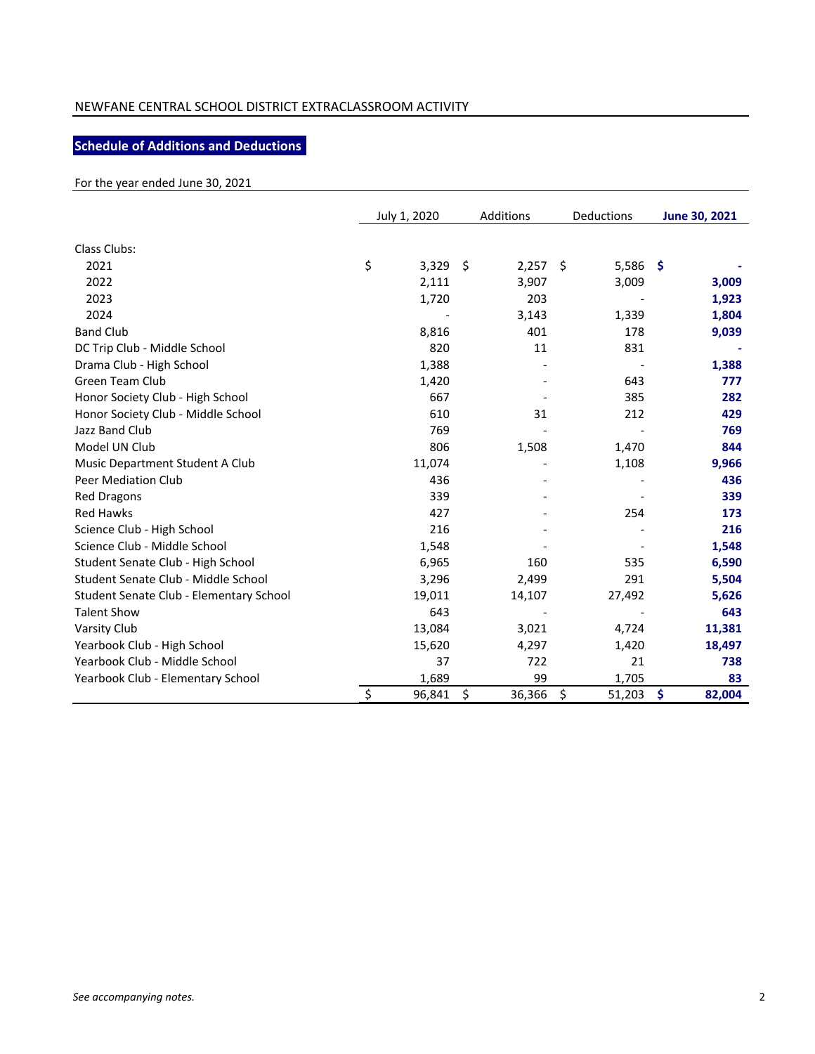NEWFANE CENTRAL SCHOOL DISTRICT EXTRACLASSROOM ACTIVITY

## Schedule of Additions and Deductions

For the year ended June 30, 2021

| | July 1, 2020 | Additions | Deductions | June 30, 2021 |
|---|---|---|---|---|
| Class Clubs: | | | | |
| 2021 | $ 3,329 | $ 2,257 | $ 5,586 | $ - |
| 2022 | 2,111 | 3,907 | 3,009 | 3,009 |
| 2023 | 1,720 | 203 | - | 1,923 |
| 2024 | - | 3,143 | 1,339 | 1,804 |
| Band Club | 8,816 | 401 | 178 | 9,039 |
| DC Trip Club - Middle School | 820 | 11 | 831 | - |
| Drama Club - High School | 1,388 | - | - | 1,388 |
| Green Team Club | 1,420 | - | 643 | 777 |
| Honor Society Club - High School | 667 | - | 385 | 282 |
| Honor Society Club - Middle School | 610 | 31 | 212 | 429 |
| Jazz Band Club | 769 | - | - | 769 |
| Model UN Club | 806 | 1,508 | 1,470 | 844 |
| Music Department Student A Club | 11,074 | - | 1,108 | 9,966 |
| Peer Mediation Club | 436 | - | - | 436 |
| Red Dragons | 339 | - | - | 339 |
| Red Hawks | 427 | - | 254 | 173 |
| Science Club - High School | 216 | - | - | 216 |
| Science Club - Middle School | 1,548 | - | - | 1,548 |
| Student Senate Club - High School | 6,965 | 160 | 535 | 6,590 |
| Student Senate Club - Middle School | 3,296 | 2,499 | 291 | 5,504 |
| Student Senate Club - Elementary School | 19,011 | 14,107 | 27,492 | 5,626 |
| Talent Show | 643 | - | - | 643 |
| Varsity Club | 13,084 | 3,021 | 4,724 | 11,381 |
| Yearbook Club - High School | 15,620 | 4,297 | 1,420 | 18,497 |
| Yearbook Club - Middle School | 37 | 722 | 21 | 738 |
| Yearbook Club - Elementary School | 1,689 | 99 | 1,705 | 83 |
| | $ 96,841 | $ 36,366 | $ 51,203 | $ 82,004 |

*See accompanying notes.*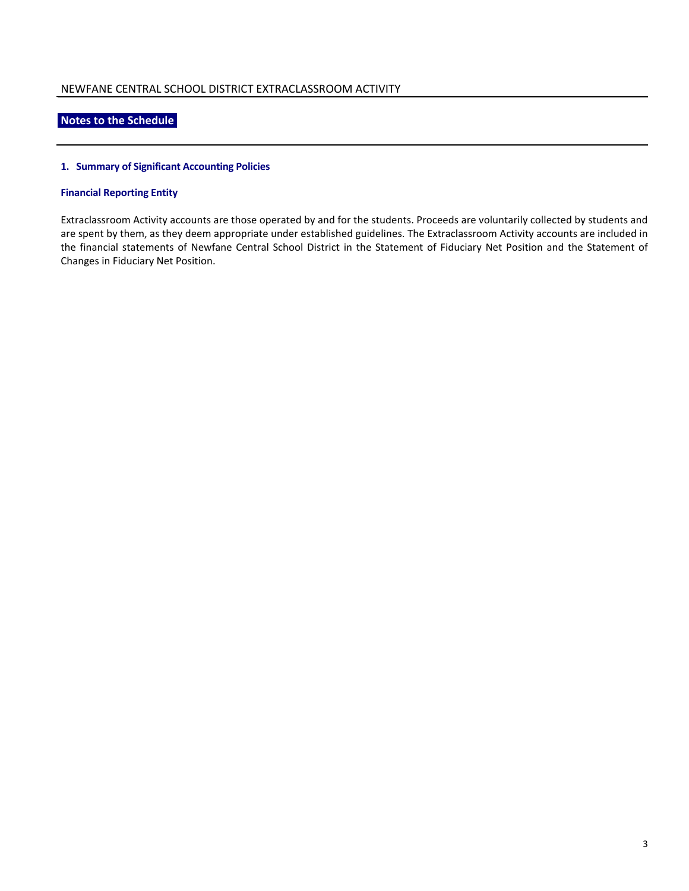NEWFANE CENTRAL SCHOOL DISTRICT EXTRACLASSROOM ACTIVITY

## Notes to the Schedule

### 1. Summary of Significant Accounting Policies

#### Financial Reporting Entity

Extraclassroom Activity accounts are those operated by and for the students. Proceeds are voluntarily collected by students and are spent by them, as they deem appropriate under established guidelines. The Extraclassroom Activity accounts are included in the financial statements of Newfane Central School District in the Statement of Fiduciary Net Position and the Statement of Changes in Fiduciary Net Position.